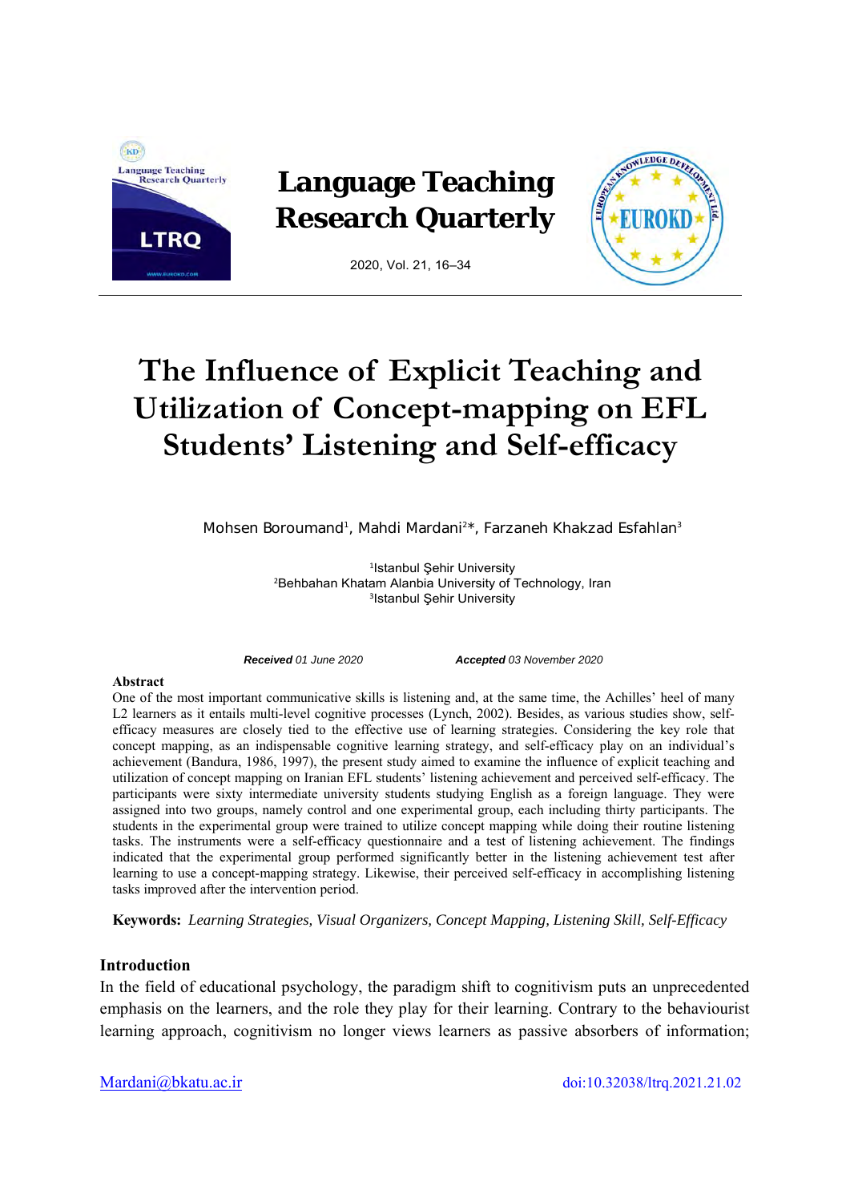# The Influence of Explicit Teaching and Utilization of Concept-mapping on EFL Students' Listening and Self-efficacy

Mohsen Boroumand[1], Mahdi Mardani[2]*, Farzaneh Khakzad Esfahlan[3]

[1]Istanbul Şehir University
[2]Behbahan Khatam Alanbia University of Technology, Iran
[3]Istanbul Şehir University

***Received*** *01 June 2020* ***Accepted*** *03 November 2020*

**Abstract**

One of the most important communicative skills is listening and, at the same time, the Achilles' heel of many L2 learners as it entails multi-level cognitive processes (Lynch, 2002). Besides, as various studies show, self-efficacy measures are closely tied to the effective use of learning strategies. Considering the key role that concept mapping, as an indispensable cognitive learning strategy, and self-efficacy play on an individual's achievement (Bandura, 1986, 1997), the present study aimed to examine the influence of explicit teaching and utilization of concept mapping on Iranian EFL students' listening achievement and perceived self-efficacy. The participants were sixty intermediate university students studying English as a foreign language. They were assigned into two groups, namely control and one experimental group, each including thirty participants. The students in the experimental group were trained to utilize concept mapping while doing their routine listening tasks. The instruments were a self-efficacy questionnaire and a test of listening achievement. The findings indicated that the experimental group performed significantly better in the listening achievement test after learning to use a concept-mapping strategy. Likewise, their perceived self-efficacy in accomplishing listening tasks improved after the intervention period.

**Keywords:** *Learning Strategies, Visual Organizers, Concept Mapping, Listening Skill, Self-Efficacy*

## Introduction

In the field of educational psychology, the paradigm shift to cognitivism puts an unprecedented emphasis on the learners, and the role they play for their learning. Contrary to the behaviourist learning approach, cognitivism no longer views learners as passive absorbers of information;

Mardani@bkatu.ac.ir doi:10.32038/ltrq.2021.21.02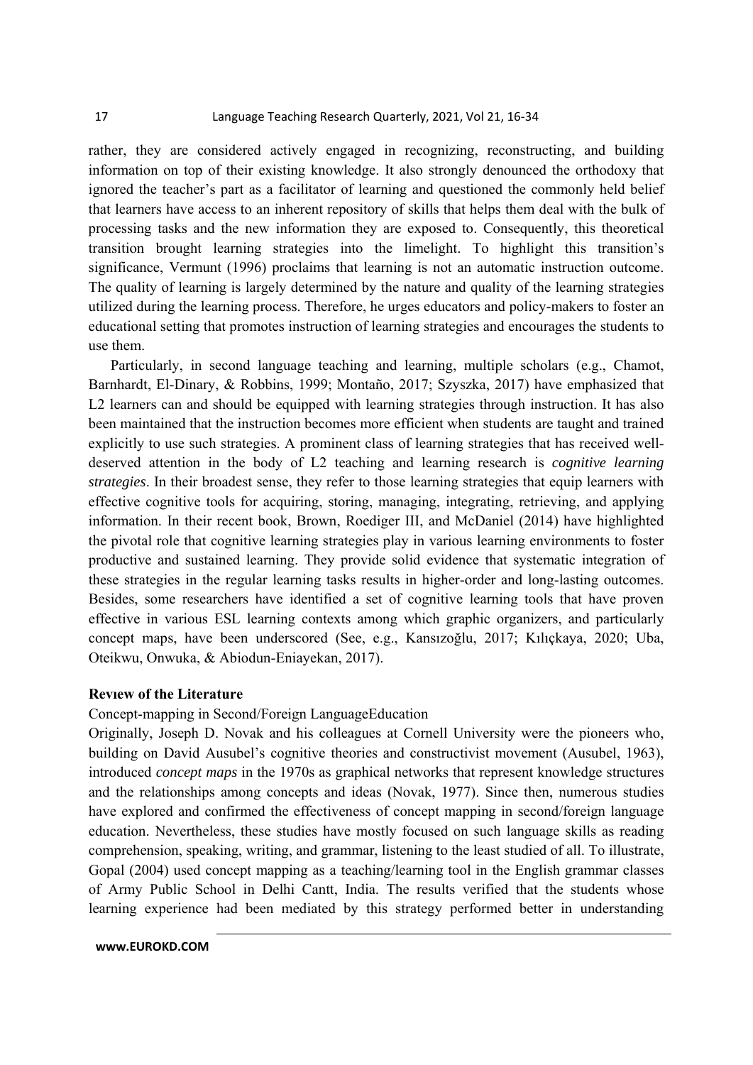rather, they are considered actively engaged in recognizing, reconstructing, and building information on top of their existing knowledge. It also strongly denounced the orthodoxy that ignored the teacher's part as a facilitator of learning and questioned the commonly held belief that learners have access to an inherent repository of skills that helps them deal with the bulk of processing tasks and the new information they are exposed to. Consequently, this theoretical transition brought learning strategies into the limelight. To highlight this transition's significance, Vermunt (1996) proclaims that learning is not an automatic instruction outcome. The quality of learning is largely determined by the nature and quality of the learning strategies utilized during the learning process. Therefore, he urges educators and policy-makers to foster an educational setting that promotes instruction of learning strategies and encourages the students to use them.

Particularly, in second language teaching and learning, multiple scholars (e.g., Chamot, Barnhardt, El-Dinary, & Robbins, 1999; Montaño, 2017; Szyszka, 2017) have emphasized that L2 learners can and should be equipped with learning strategies through instruction. It has also been maintained that the instruction becomes more efficient when students are taught and trained explicitly to use such strategies. A prominent class of learning strategies that has received well-deserved attention in the body of L2 teaching and learning research is *cognitive learning strategies*. In their broadest sense, they refer to those learning strategies that equip learners with effective cognitive tools for acquiring, storing, managing, integrating, retrieving, and applying information. In their recent book, Brown, Roediger III, and McDaniel (2014) have highlighted the pivotal role that cognitive learning strategies play in various learning environments to foster productive and sustained learning. They provide solid evidence that systematic integration of these strategies in the regular learning tasks results in higher-order and long-lasting outcomes. Besides, some researchers have identified a set of cognitive learning tools that have proven effective in various ESL learning contexts among which graphic organizers, and particularly concept maps, have been underscored (See, e.g., Kansızoğlu, 2017; Kılıçkaya, 2020; Uba, Oteikwu, Onwuka, & Abiodun-Eniayekan, 2017).

## Revıew of the Literature

### Concept-mapping in Second/Foreign LanguageEducation

Originally, Joseph D. Novak and his colleagues at Cornell University were the pioneers who, building on David Ausubel's cognitive theories and constructivist movement (Ausubel, 1963), introduced *concept maps* in the 1970s as graphical networks that represent knowledge structures and the relationships among concepts and ideas (Novak, 1977). Since then, numerous studies have explored and confirmed the effectiveness of concept mapping in second/foreign language education. Nevertheless, these studies have mostly focused on such language skills as reading comprehension, speaking, writing, and grammar, listening to the least studied of all. To illustrate, Gopal (2004) used concept mapping as a teaching/learning tool in the English grammar classes of Army Public School in Delhi Cantt, India. The results verified that the students whose learning experience had been mediated by this strategy performed better in understanding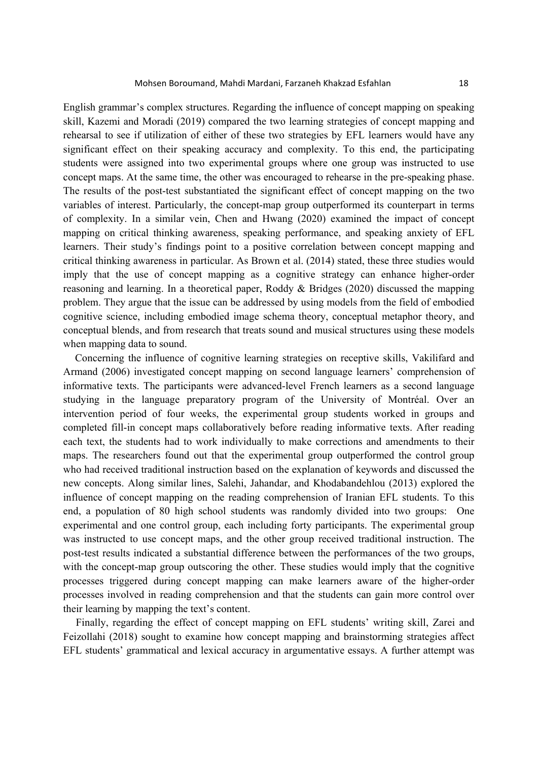English grammar's complex structures. Regarding the influence of concept mapping on speaking skill, Kazemi and Moradi (2019) compared the two learning strategies of concept mapping and rehearsal to see if utilization of either of these two strategies by EFL learners would have any significant effect on their speaking accuracy and complexity. To this end, the participating students were assigned into two experimental groups where one group was instructed to use concept maps. At the same time, the other was encouraged to rehearse in the pre-speaking phase. The results of the post-test substantiated the significant effect of concept mapping on the two variables of interest. Particularly, the concept-map group outperformed its counterpart in terms of complexity. In a similar vein, Chen and Hwang (2020) examined the impact of concept mapping on critical thinking awareness, speaking performance, and speaking anxiety of EFL learners. Their study's findings point to a positive correlation between concept mapping and critical thinking awareness in particular. As Brown et al. (2014) stated, these three studies would imply that the use of concept mapping as a cognitive strategy can enhance higher-order reasoning and learning. In a theoretical paper, Roddy & Bridges (2020) discussed the mapping problem. They argue that the issue can be addressed by using models from the field of embodied cognitive science, including embodied image schema theory, conceptual metaphor theory, and conceptual blends, and from research that treats sound and musical structures using these models when mapping data to sound.

Concerning the influence of cognitive learning strategies on receptive skills, Vakilifard and Armand (2006) investigated concept mapping on second language learners' comprehension of informative texts. The participants were advanced-level French learners as a second language studying in the language preparatory program of the University of Montréal. Over an intervention period of four weeks, the experimental group students worked in groups and completed fill-in concept maps collaboratively before reading informative texts. After reading each text, the students had to work individually to make corrections and amendments to their maps. The researchers found out that the experimental group outperformed the control group who had received traditional instruction based on the explanation of keywords and discussed the new concepts. Along similar lines, Salehi, Jahandar, and Khodabandehlou (2013) explored the influence of concept mapping on the reading comprehension of Iranian EFL students. To this end, a population of 80 high school students was randomly divided into two groups: One experimental and one control group, each including forty participants. The experimental group was instructed to use concept maps, and the other group received traditional instruction. The post-test results indicated a substantial difference between the performances of the two groups, with the concept-map group outscoring the other. These studies would imply that the cognitive processes triggered during concept mapping can make learners aware of the higher-order processes involved in reading comprehension and that the students can gain more control over their learning by mapping the text's content.

Finally, regarding the effect of concept mapping on EFL students' writing skill, Zarei and Feizollahi (2018) sought to examine how concept mapping and brainstorming strategies affect EFL students' grammatical and lexical accuracy in argumentative essays. A further attempt was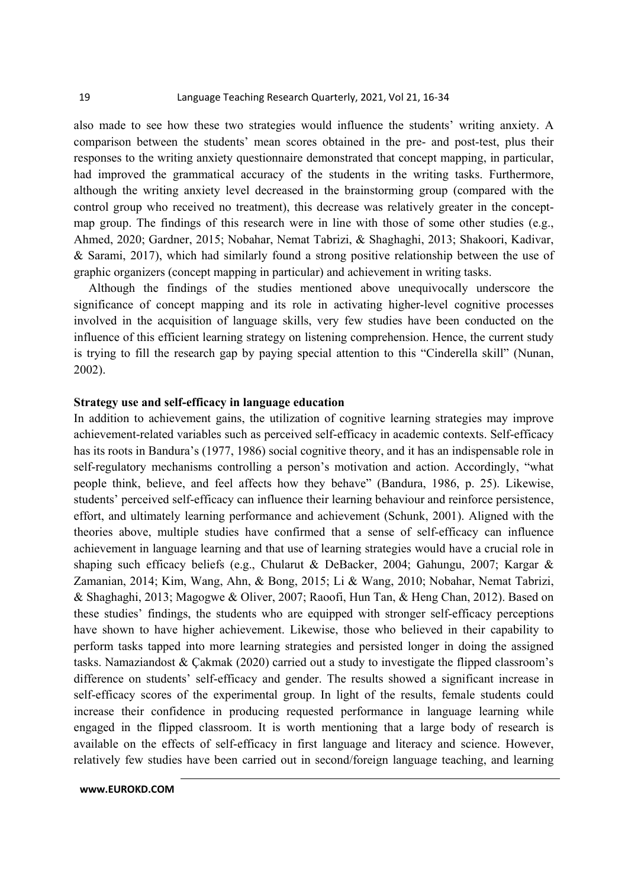also made to see how these two strategies would influence the students' writing anxiety. A comparison between the students' mean scores obtained in the pre- and post-test, plus their responses to the writing anxiety questionnaire demonstrated that concept mapping, in particular, had improved the grammatical accuracy of the students in the writing tasks. Furthermore, although the writing anxiety level decreased in the brainstorming group (compared with the control group who received no treatment), this decrease was relatively greater in the concept-map group. The findings of this research were in line with those of some other studies (e.g., Ahmed, 2020; Gardner, 2015; Nobahar, Nemat Tabrizi, & Shaghaghi, 2013; Shakoori, Kadivar, & Sarami, 2017), which had similarly found a strong positive relationship between the use of graphic organizers (concept mapping in particular) and achievement in writing tasks.

Although the findings of the studies mentioned above unequivocally underscore the significance of concept mapping and its role in activating higher-level cognitive processes involved in the acquisition of language skills, very few studies have been conducted on the influence of this efficient learning strategy on listening comprehension. Hence, the current study is trying to fill the research gap by paying special attention to this "Cinderella skill" (Nunan, 2002).

**Strategy use and self-efficacy in language education**

In addition to achievement gains, the utilization of cognitive learning strategies may improve achievement-related variables such as perceived self-efficacy in academic contexts. Self-efficacy has its roots in Bandura's (1977, 1986) social cognitive theory, and it has an indispensable role in self-regulatory mechanisms controlling a person's motivation and action. Accordingly, "what people think, believe, and feel affects how they behave" (Bandura, 1986, p. 25). Likewise, students' perceived self-efficacy can influence their learning behaviour and reinforce persistence, effort, and ultimately learning performance and achievement (Schunk, 2001). Aligned with the theories above, multiple studies have confirmed that a sense of self-efficacy can influence achievement in language learning and that use of learning strategies would have a crucial role in shaping such efficacy beliefs (e.g., Chularut & DeBacker, 2004; Gahungu, 2007; Kargar & Zamanian, 2014; Kim, Wang, Ahn, & Bong, 2015; Li & Wang, 2010; Nobahar, Nemat Tabrizi, & Shaghaghi, 2013; Magogwe & Oliver, 2007; Raoofi, Hun Tan, & Heng Chan, 2012). Based on these studies' findings, the students who are equipped with stronger self-efficacy perceptions have shown to have higher achievement. Likewise, those who believed in their capability to perform tasks tapped into more learning strategies and persisted longer in doing the assigned tasks. Namaziandost & Çakmak (2020) carried out a study to investigate the flipped classroom's difference on students' self-efficacy and gender. The results showed a significant increase in self-efficacy scores of the experimental group. In light of the results, female students could increase their confidence in producing requested performance in language learning while engaged in the flipped classroom. It is worth mentioning that a large body of research is available on the effects of self-efficacy in first language and literacy and science. However, relatively few studies have been carried out in second/foreign language teaching, and learning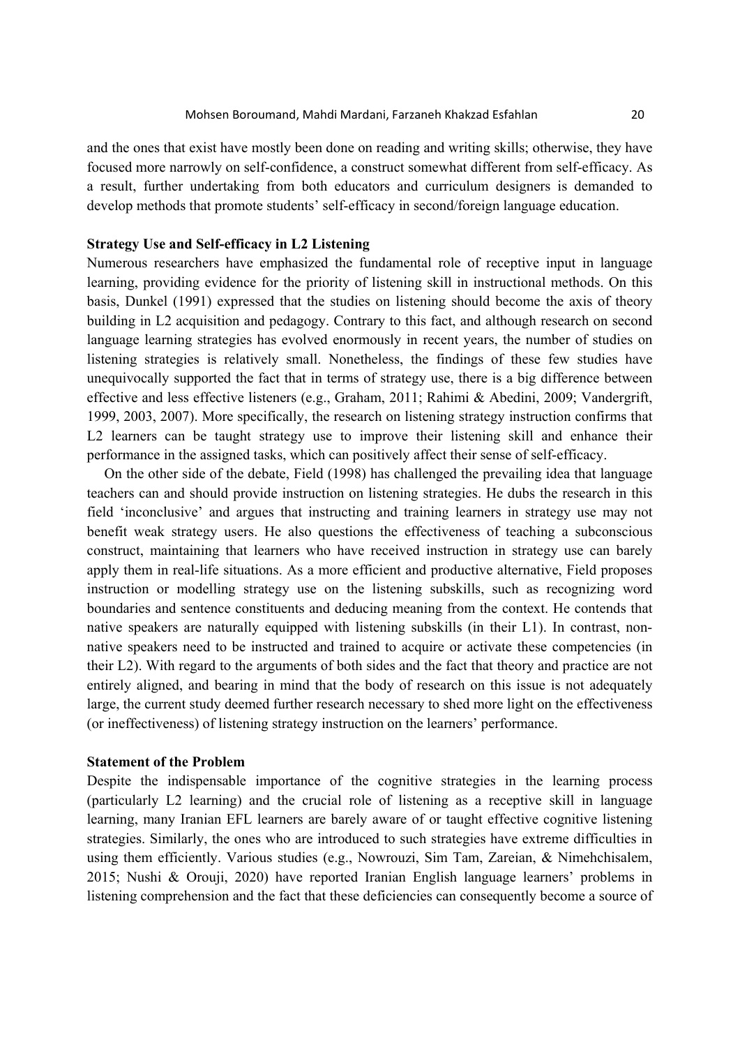and the ones that exist have mostly been done on reading and writing skills; otherwise, they have focused more narrowly on self-confidence, a construct somewhat different from self-efficacy. As a result, further undertaking from both educators and curriculum designers is demanded to develop methods that promote students' self-efficacy in second/foreign language education.

### Strategy Use and Self-efficacy in L2 Listening

Numerous researchers have emphasized the fundamental role of receptive input in language learning, providing evidence for the priority of listening skill in instructional methods. On this basis, Dunkel (1991) expressed that the studies on listening should become the axis of theory building in L2 acquisition and pedagogy. Contrary to this fact, and although research on second language learning strategies has evolved enormously in recent years, the number of studies on listening strategies is relatively small. Nonetheless, the findings of these few studies have unequivocally supported the fact that in terms of strategy use, there is a big difference between effective and less effective listeners (e.g., Graham, 2011; Rahimi & Abedini, 2009; Vandergrift, 1999, 2003, 2007). More specifically, the research on listening strategy instruction confirms that L2 learners can be taught strategy use to improve their listening skill and enhance their performance in the assigned tasks, which can positively affect their sense of self-efficacy.

On the other side of the debate, Field (1998) has challenged the prevailing idea that language teachers can and should provide instruction on listening strategies. He dubs the research in this field 'inconclusive' and argues that instructing and training learners in strategy use may not benefit weak strategy users. He also questions the effectiveness of teaching a subconscious construct, maintaining that learners who have received instruction in strategy use can barely apply them in real-life situations. As a more efficient and productive alternative, Field proposes instruction or modelling strategy use on the listening subskills, such as recognizing word boundaries and sentence constituents and deducing meaning from the context. He contends that native speakers are naturally equipped with listening subskills (in their L1). In contrast, non-native speakers need to be instructed and trained to acquire or activate these competencies (in their L2). With regard to the arguments of both sides and the fact that theory and practice are not entirely aligned, and bearing in mind that the body of research on this issue is not adequately large, the current study deemed further research necessary to shed more light on the effectiveness (or ineffectiveness) of listening strategy instruction on the learners' performance.

### Statement of the Problem

Despite the indispensable importance of the cognitive strategies in the learning process (particularly L2 learning) and the crucial role of listening as a receptive skill in language learning, many Iranian EFL learners are barely aware of or taught effective cognitive listening strategies. Similarly, the ones who are introduced to such strategies have extreme difficulties in using them efficiently. Various studies (e.g., Nowrouzi, Sim Tam, Zareian, & Nimehchisalem, 2015; Nushi & Orouji, 2020) have reported Iranian English language learners' problems in listening comprehension and the fact that these deficiencies can consequently become a source of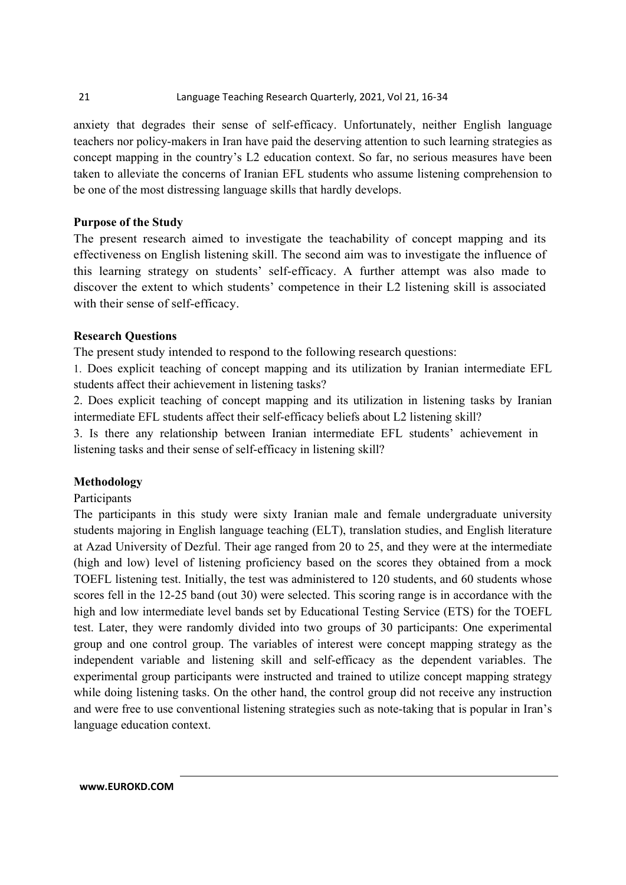anxiety that degrades their sense of self-efficacy. Unfortunately, neither English language teachers nor policy-makers in Iran have paid the deserving attention to such learning strategies as concept mapping in the country's L2 education context. So far, no serious measures have been taken to alleviate the concerns of Iranian EFL students who assume listening comprehension to be one of the most distressing language skills that hardly develops.

## Purpose of the Study

The present research aimed to investigate the teachability of concept mapping and its effectiveness on English listening skill. The second aim was to investigate the influence of this learning strategy on students' self-efficacy. A further attempt was also made to discover the extent to which students' competence in their L2 listening skill is associated with their sense of self-efficacy.

## Research Questions

The present study intended to respond to the following research questions:

1. Does explicit teaching of concept mapping and its utilization by Iranian intermediate EFL students affect their achievement in listening tasks?
2. Does explicit teaching of concept mapping and its utilization in listening tasks by Iranian intermediate EFL students affect their self-efficacy beliefs about L2 listening skill?
3. Is there any relationship between Iranian intermediate EFL students' achievement in listening tasks and their sense of self-efficacy in listening skill?

## Methodology

### Participants

The participants in this study were sixty Iranian male and female undergraduate university students majoring in English language teaching (ELT), translation studies, and English literature at Azad University of Dezful. Their age ranged from 20 to 25, and they were at the intermediate (high and low) level of listening proficiency based on the scores they obtained from a mock TOEFL listening test. Initially, the test was administered to 120 students, and 60 students whose scores fell in the 12-25 band (out 30) were selected. This scoring range is in accordance with the high and low intermediate level bands set by Educational Testing Service (ETS) for the TOEFL test. Later, they were randomly divided into two groups of 30 participants: One experimental group and one control group. The variables of interest were concept mapping strategy as the independent variable and listening skill and self-efficacy as the dependent variables. The experimental group participants were instructed and trained to utilize concept mapping strategy while doing listening tasks. On the other hand, the control group did not receive any instruction and were free to use conventional listening strategies such as note-taking that is popular in Iran's language education context.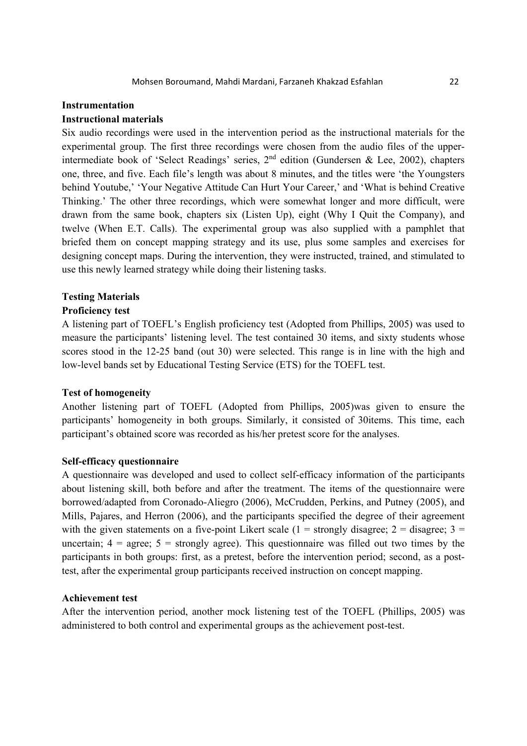## Instrumentation

### Instructional materials

Six audio recordings were used in the intervention period as the instructional materials for the experimental group. The first three recordings were chosen from the audio files of the upper-intermediate book of 'Select Readings' series, 2nd edition (Gundersen & Lee, 2002), chapters one, three, and five. Each file's length was about 8 minutes, and the titles were 'the Youngsters behind Youtube,' 'Your Negative Attitude Can Hurt Your Career,' and 'What is behind Creative Thinking.' The other three recordings, which were somewhat longer and more difficult, were drawn from the same book, chapters six (Listen Up), eight (Why I Quit the Company), and twelve (When E.T. Calls). The experimental group was also supplied with a pamphlet that briefed them on concept mapping strategy and its use, plus some samples and exercises for designing concept maps. During the intervention, they were instructed, trained, and stimulated to use this newly learned strategy while doing their listening tasks.

## Testing Materials

### Proficiency test

A listening part of TOEFL's English proficiency test (Adopted from Phillips, 2005) was used to measure the participants' listening level. The test contained 30 items, and sixty students whose scores stood in the 12-25 band (out 30) were selected. This range is in line with the high and low-level bands set by Educational Testing Service (ETS) for the TOEFL test.

### Test of homogeneity

Another listening part of TOEFL (Adopted from Phillips, 2005)was given to ensure the participants' homogeneity in both groups. Similarly, it consisted of 30items. This time, each participant's obtained score was recorded as his/her pretest score for the analyses.

### Self-efficacy questionnaire

A questionnaire was developed and used to collect self-efficacy information of the participants about listening skill, both before and after the treatment. The items of the questionnaire were borrowed/adapted from Coronado-Aliegro (2006), McCrudden, Perkins, and Putney (2005), and Mills, Pajares, and Herron (2006), and the participants specified the degree of their agreement with the given statements on a five-point Likert scale (1 = strongly disagree; 2 = disagree; 3 = uncertain; 4 = agree; 5 = strongly agree). This questionnaire was filled out two times by the participants in both groups: first, as a pretest, before the intervention period; second, as a post-test, after the experimental group participants received instruction on concept mapping.

### Achievement test

After the intervention period, another mock listening test of the TOEFL (Phillips, 2005) was administered to both control and experimental groups as the achievement post-test.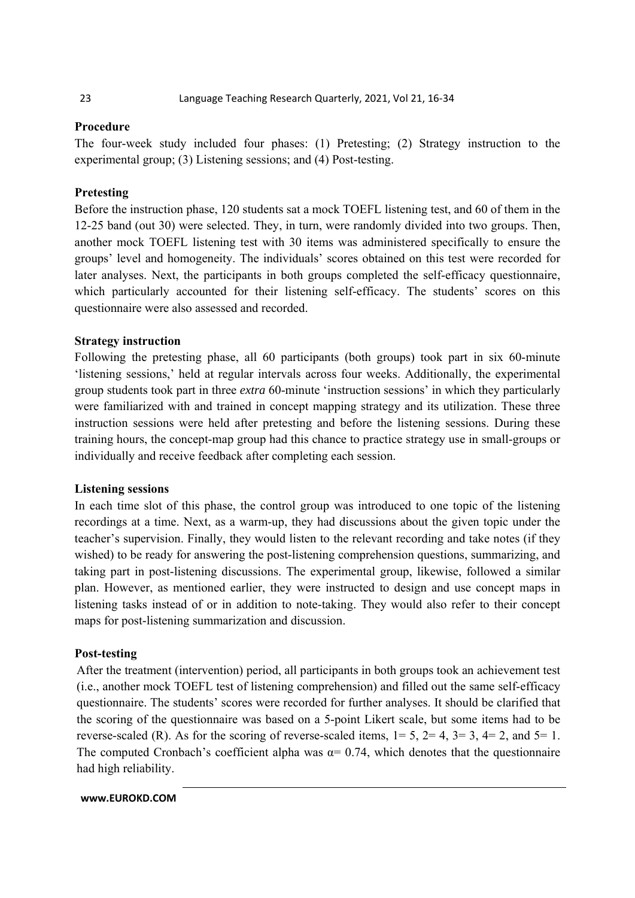**Procedure**

The four-week study included four phases: (1) Pretesting; (2) Strategy instruction to the experimental group; (3) Listening sessions; and (4) Post-testing.

**Pretesting**

Before the instruction phase, 120 students sat a mock TOEFL listening test, and 60 of them in the 12-25 band (out 30) were selected. They, in turn, were randomly divided into two groups. Then, another mock TOEFL listening test with 30 items was administered specifically to ensure the groups' level and homogeneity. The individuals' scores obtained on this test were recorded for later analyses. Next, the participants in both groups completed the self-efficacy questionnaire, which particularly accounted for their listening self-efficacy. The students' scores on this questionnaire were also assessed and recorded.

**Strategy instruction**

Following the pretesting phase, all 60 participants (both groups) took part in six 60-minute 'listening sessions,' held at regular intervals across four weeks. Additionally, the experimental group students took part in three *extra* 60-minute 'instruction sessions' in which they particularly were familiarized with and trained in concept mapping strategy and its utilization. These three instruction sessions were held after pretesting and before the listening sessions. During these training hours, the concept-map group had this chance to practice strategy use in small-groups or individually and receive feedback after completing each session.

**Listening sessions**

In each time slot of this phase, the control group was introduced to one topic of the listening recordings at a time. Next, as a warm-up, they had discussions about the given topic under the teacher's supervision. Finally, they would listen to the relevant recording and take notes (if they wished) to be ready for answering the post-listening comprehension questions, summarizing, and taking part in post-listening discussions. The experimental group, likewise, followed a similar plan. However, as mentioned earlier, they were instructed to design and use concept maps in listening tasks instead of or in addition to note-taking. They would also refer to their concept maps for post-listening summarization and discussion.

**Post-testing**

After the treatment (intervention) period, all participants in both groups took an achievement test (i.e., another mock TOEFL test of listening comprehension) and filled out the same self-efficacy questionnaire. The students' scores were recorded for further analyses. It should be clarified that the scoring of the questionnaire was based on a 5-point Likert scale, but some items had to be reverse-scaled (R). As for the scoring of reverse-scaled items, 1= 5, 2= 4, 3= 3, 4= 2, and 5= 1. The computed Cronbach's coefficient alpha was $\alpha = 0.74$, which denotes that the questionnaire had high reliability.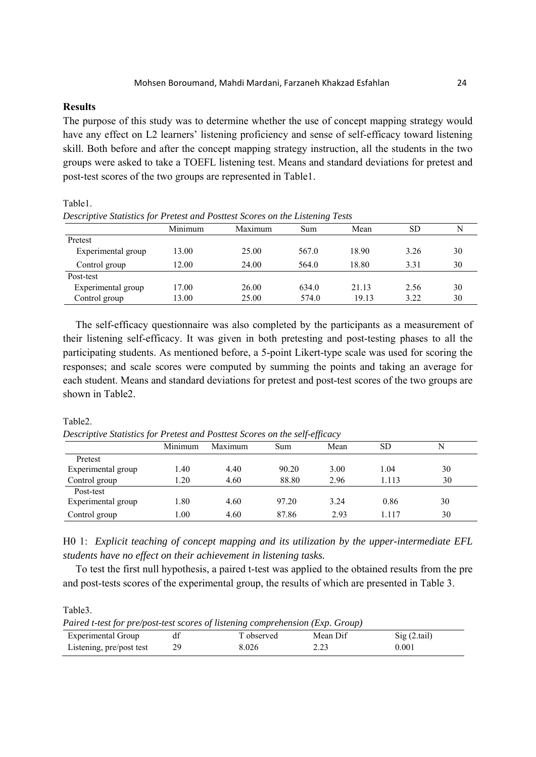## Results

The purpose of this study was to determine whether the use of concept mapping strategy would have any effect on L2 learners' listening proficiency and sense of self-efficacy toward listening skill. Both before and after the concept mapping strategy instruction, all the students in the two groups were asked to take a TOEFL listening test. Means and standard deviations for pretest and post-test scores of the two groups are represented in Table1.

Table1.

*Descriptive Statistics for Pretest and Posttest Scores on the Listening Tests*

| | Minimum | Maximum | Sum | Mean | SD | N |
|---|---|---|---|---|---|---|
| Pretest | | | | | | |
| Experimental group | 13.00 | 25.00 | 567.0 | 18.90 | 3.26 | 30 |
| Control group | 12.00 | 24.00 | 564.0 | 18.80 | 3.31 | 30 |
| Post-test | | | | | | |
| Experimental group | 17.00 | 26.00 | 634.0 | 21.13 | 2.56 | 30 |
| Control group | 13.00 | 25.00 | 574.0 | 19.13 | 3.22 | 30 |

The self-efficacy questionnaire was also completed by the participants as a measurement of their listening self-efficacy. It was given in both pretesting and post-testing phases to all the participating students. As mentioned before, a 5-point Likert-type scale was used for scoring the responses; and scale scores were computed by summing the points and taking an average for each student. Means and standard deviations for pretest and post-test scores of the two groups are shown in Table2.

Table2.

*Descriptive Statistics for Pretest and Posttest Scores on the self-efficacy*

| | Minimum | Maximum | Sum | Mean | SD | N |
|---|---|---|---|---|---|---|
| Pretest | | | | | | |
| Experimental group | 1.40 | 4.40 | 90.20 | 3.00 | 1.04 | 30 |
| Control group | 1.20 | 4.60 | 88.80 | 2.96 | 1.113 | 30 |
| Post-test | | | | | | |
| Experimental group | 1.80 | 4.60 | 97.20 | 3.24 | 0.86 | 30 |
| Control group | 1.00 | 4.60 | 87.86 | 2.93 | 1.117 | 30 |

H0 1: *Explicit teaching of concept mapping and its utilization by the upper-intermediate EFL students have no effect on their achievement in listening tasks.*

To test the first null hypothesis, a paired t-test was applied to the obtained results from the pre and post-tests scores of the experimental group, the results of which are presented in Table 3.

Table3.

*Paired t-test for pre/post-test scores of listening comprehension (Exp. Group)*

| Experimental Group | df | T observed | Mean Dif | Sig (2.tail) |
|---|---|---|---|---|
| Listening, pre/post test | 29 | 8.026 | 2.23 | 0.001 |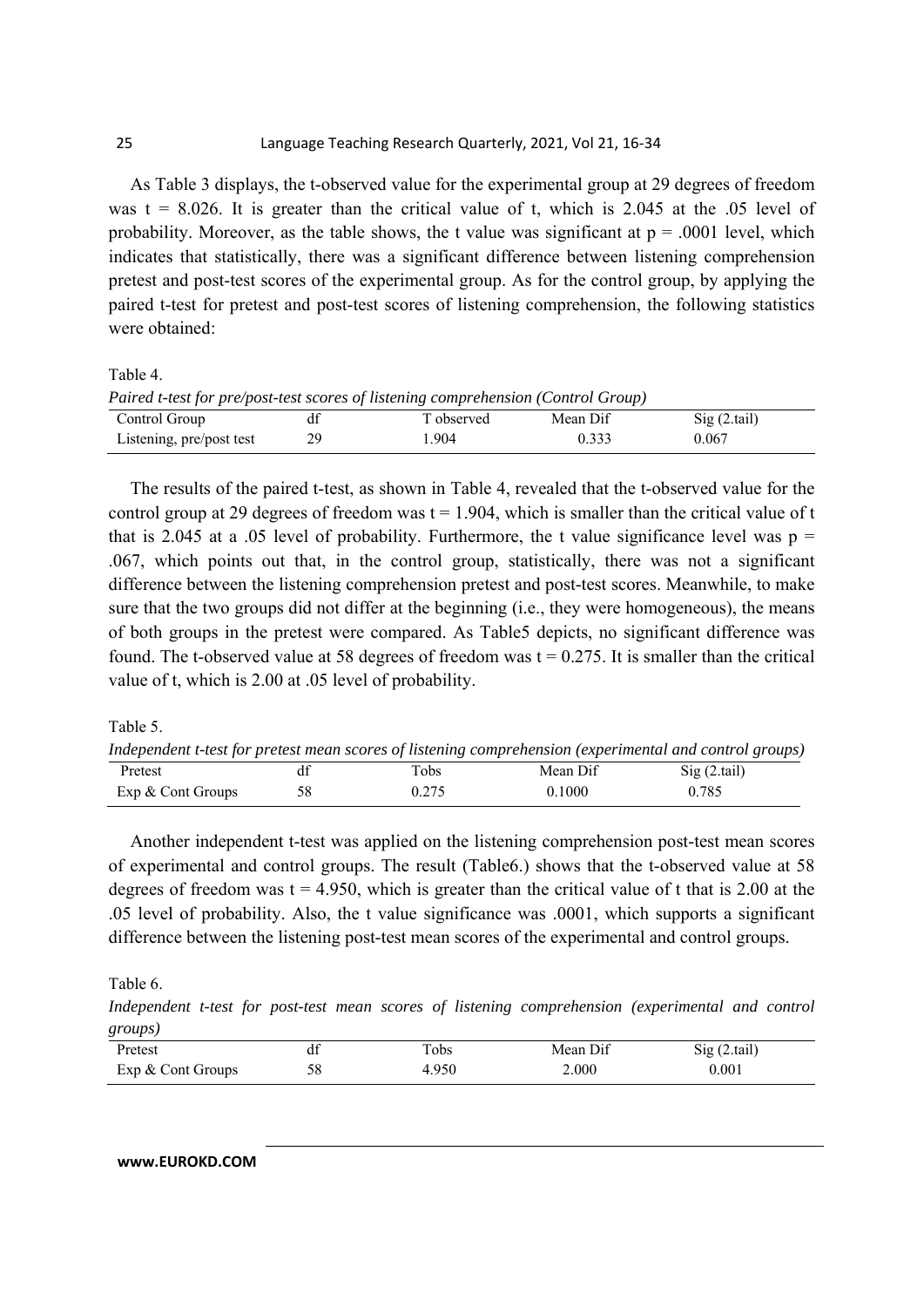As Table 3 displays, the t-observed value for the experimental group at 29 degrees of freedom was $t = 8.026$. It is greater than the critical value of t, which is 2.045 at the .05 level of probability. Moreover, as the table shows, the t value was significant at $p = .0001$ level, which indicates that statistically, there was a significant difference between listening comprehension pretest and post-test scores of the experimental group. As for the control group, by applying the paired t-test for pretest and post-test scores of listening comprehension, the following statistics were obtained:

Table 4.

*Paired t-test for pre/post-test scores of listening comprehension (Control Group)*

| Control Group | df | T observed | Mean Dif | Sig (2.tail) |
|---|---|---|---|---|
| Listening, pre/post test | 29 | 1.904 | 0.333 | 0.067 |

The results of the paired t-test, as shown in Table 4, revealed that the t-observed value for the control group at 29 degrees of freedom was $t = 1.904$, which is smaller than the critical value of t that is 2.045 at a .05 level of probability. Furthermore, the t value significance level was $p = .067$, which points out that, in the control group, statistically, there was not a significant difference between the listening comprehension pretest and post-test scores. Meanwhile, to make sure that the two groups did not differ at the beginning (i.e., they were homogeneous), the means of both groups in the pretest were compared. As Table5 depicts, no significant difference was found. The t-observed value at 58 degrees of freedom was $t = 0.275$. It is smaller than the critical value of t, which is 2.00 at .05 level of probability.

Table 5.

*Independent t-test for pretest mean scores of listening comprehension (experimental and control groups)*

| Pretest | df | Tobs | Mean Dif | Sig (2.tail) |
|---|---|---|---|---|
| Exp & Cont Groups | 58 | 0.275 | 0.1000 | 0.785 |

Another independent t-test was applied on the listening comprehension post-test mean scores of experimental and control groups. The result (Table6.) shows that the t-observed value at 58 degrees of freedom was $t = 4.950$, which is greater than the critical value of t that is 2.00 at the .05 level of probability. Also, the t value significance was .0001, which supports a significant difference between the listening post-test mean scores of the experimental and control groups.

Table 6.

*Independent t-test for post-test mean scores of listening comprehension (experimental and control groups)*

| Pretest | df | Tobs | Mean Dif | Sig (2.tail) |
|---|---|---|---|---|
| Exp & Cont Groups | 58 | 4.950 | 2.000 | 0.001 |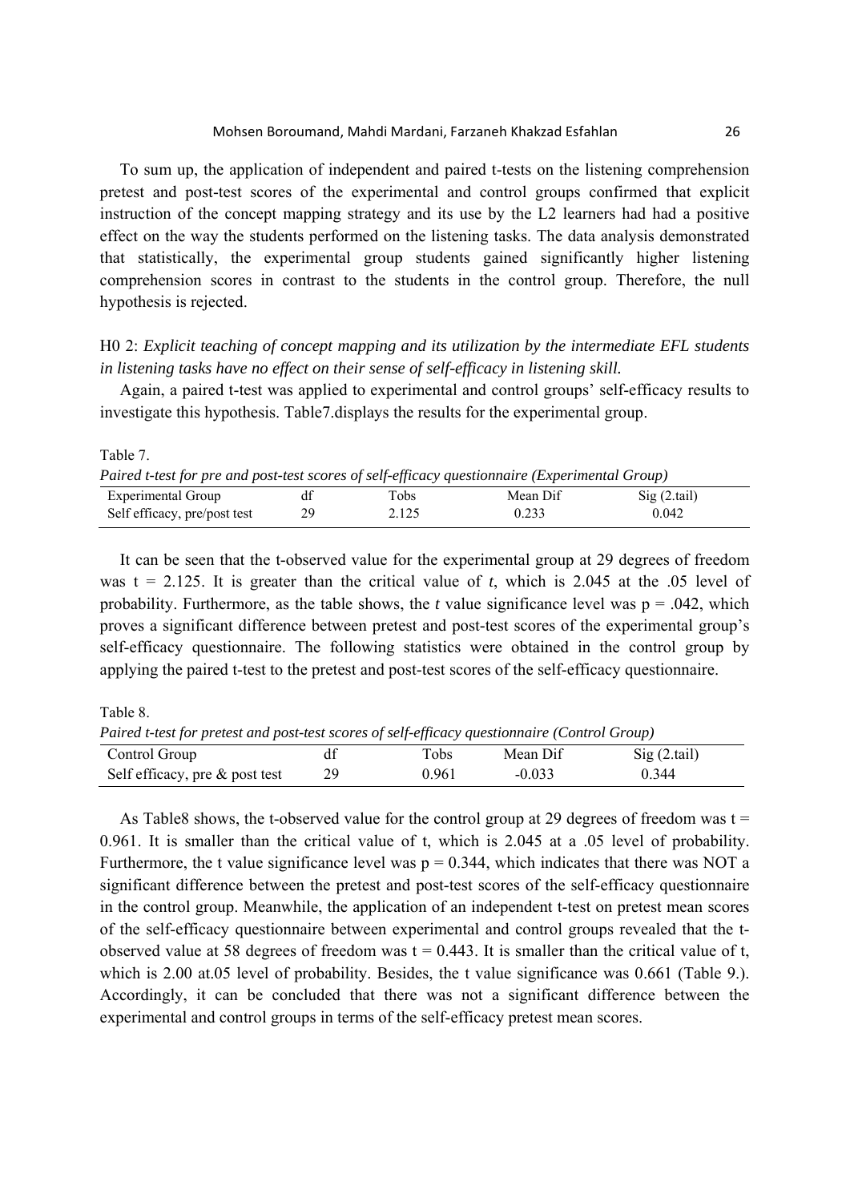To sum up, the application of independent and paired t-tests on the listening comprehension pretest and post-test scores of the experimental and control groups confirmed that explicit instruction of the concept mapping strategy and its use by the L2 learners had had a positive effect on the way the students performed on the listening tasks. The data analysis demonstrated that statistically, the experimental group students gained significantly higher listening comprehension scores in contrast to the students in the control group. Therefore, the null hypothesis is rejected.

H0 2: *Explicit teaching of concept mapping and its utilization by the intermediate EFL students in listening tasks have no effect on their sense of self-efficacy in listening skill.*

Again, a paired t-test was applied to experimental and control groups' self-efficacy results to investigate this hypothesis. Table7.displays the results for the experimental group.

Table 7.

*Paired t-test for pre and post-test scores of self-efficacy questionnaire (Experimental Group)*

| Experimental Group | df | Tobs | Mean Dif | Sig (2.tail) |
|---|---|---|---|---|
| Self efficacy, pre/post test | 29 | 2.125 | 0.233 | 0.042 |

It can be seen that the t-observed value for the experimental group at 29 degrees of freedom was $t = 2.125$. It is greater than the critical value of *t*, which is 2.045 at the .05 level of probability. Furthermore, as the table shows, the *t* value significance level was $p = .042$, which proves a significant difference between pretest and post-test scores of the experimental group's self-efficacy questionnaire. The following statistics were obtained in the control group by applying the paired t-test to the pretest and post-test scores of the self-efficacy questionnaire.

Table 8.

*Paired t-test for pretest and post-test scores of self-efficacy questionnaire (Control Group)*

| Control Group | df | Tobs | Mean Dif | Sig (2.tail) |
|---|---|---|---|---|
| Self efficacy, pre & post test | 29 | 0.961 | -0.033 | 0.344 |

As Table8 shows, the t-observed value for the control group at 29 degrees of freedom was $t = 0.961$. It is smaller than the critical value of t, which is 2.045 at a .05 level of probability. Furthermore, the t value significance level was $p = 0.344$, which indicates that there was NOT a significant difference between the pretest and post-test scores of the self-efficacy questionnaire in the control group. Meanwhile, the application of an independent t-test on pretest mean scores of the self-efficacy questionnaire between experimental and control groups revealed that the t-observed value at 58 degrees of freedom was $t = 0.443$. It is smaller than the critical value of t, which is 2.00 at.05 level of probability. Besides, the t value significance was 0.661 (Table 9.). Accordingly, it can be concluded that there was not a significant difference between the experimental and control groups in terms of the self-efficacy pretest mean scores.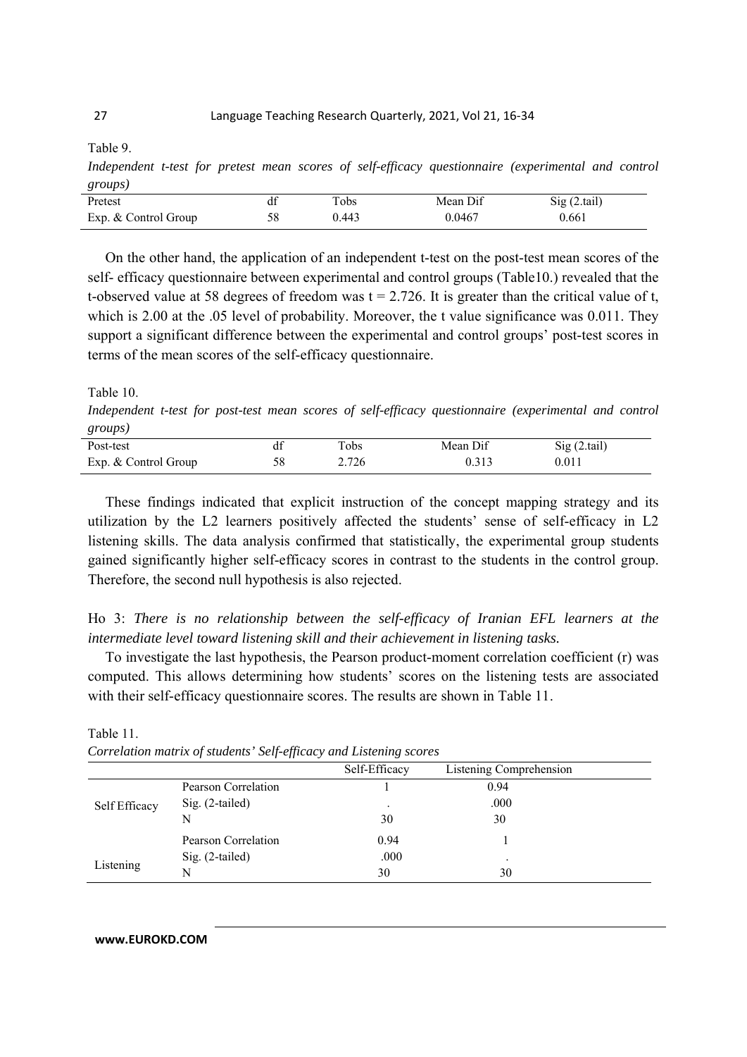Table 9.

*Independent t-test for pretest mean scores of self-efficacy questionnaire (experimental and control groups)*

| Pretest | df | Tobs | Mean Dif | Sig (2.tail) |
|---|---|---|---|---|
| Exp. & Control Group | 58 | 0.443 | 0.0467 | 0.661 |

On the other hand, the application of an independent t-test on the post-test mean scores of the self- efficacy questionnaire between experimental and control groups (Table10.) revealed that the t-observed value at 58 degrees of freedom was $t = 2.726$. It is greater than the critical value of t, which is 2.00 at the .05 level of probability. Moreover, the t value significance was 0.011. They support a significant difference between the experimental and control groups' post-test scores in terms of the mean scores of the self-efficacy questionnaire.

Table 10.

*Independent t-test for post-test mean scores of self-efficacy questionnaire (experimental and control groups)*

| Post-test | df | Tobs | Mean Dif | Sig (2.tail) |
|---|---|---|---|---|
| Exp. & Control Group | 58 | 2.726 | 0.313 | 0.011 |

These findings indicated that explicit instruction of the concept mapping strategy and its utilization by the L2 learners positively affected the students' sense of self-efficacy in L2 listening skills. The data analysis confirmed that statistically, the experimental group students gained significantly higher self-efficacy scores in contrast to the students in the control group. Therefore, the second null hypothesis is also rejected.

Ho 3: *There is no relationship between the self-efficacy of Iranian EFL learners at the intermediate level toward listening skill and their achievement in listening tasks.*

To investigate the last hypothesis, the Pearson product-moment correlation coefficient (r) was computed. This allows determining how students' scores on the listening tests are associated with their self-efficacy questionnaire scores. The results are shown in Table 11.

Table 11.

*Correlation matrix of students' Self-efficacy and Listening scores*

| | | Self-Efficacy | Listening Comprehension |
|---|---|---|---|
| Self Efficacy | Pearson Correlation | 1 | 0.94 |
| | Sig. (2-tailed) | . | .000 |
| | N | 30 | 30 |
| Listening | Pearson Correlation | 0.94 | 1 |
| | Sig. (2-tailed) | .000 | . |
| | N | 30 | 30 |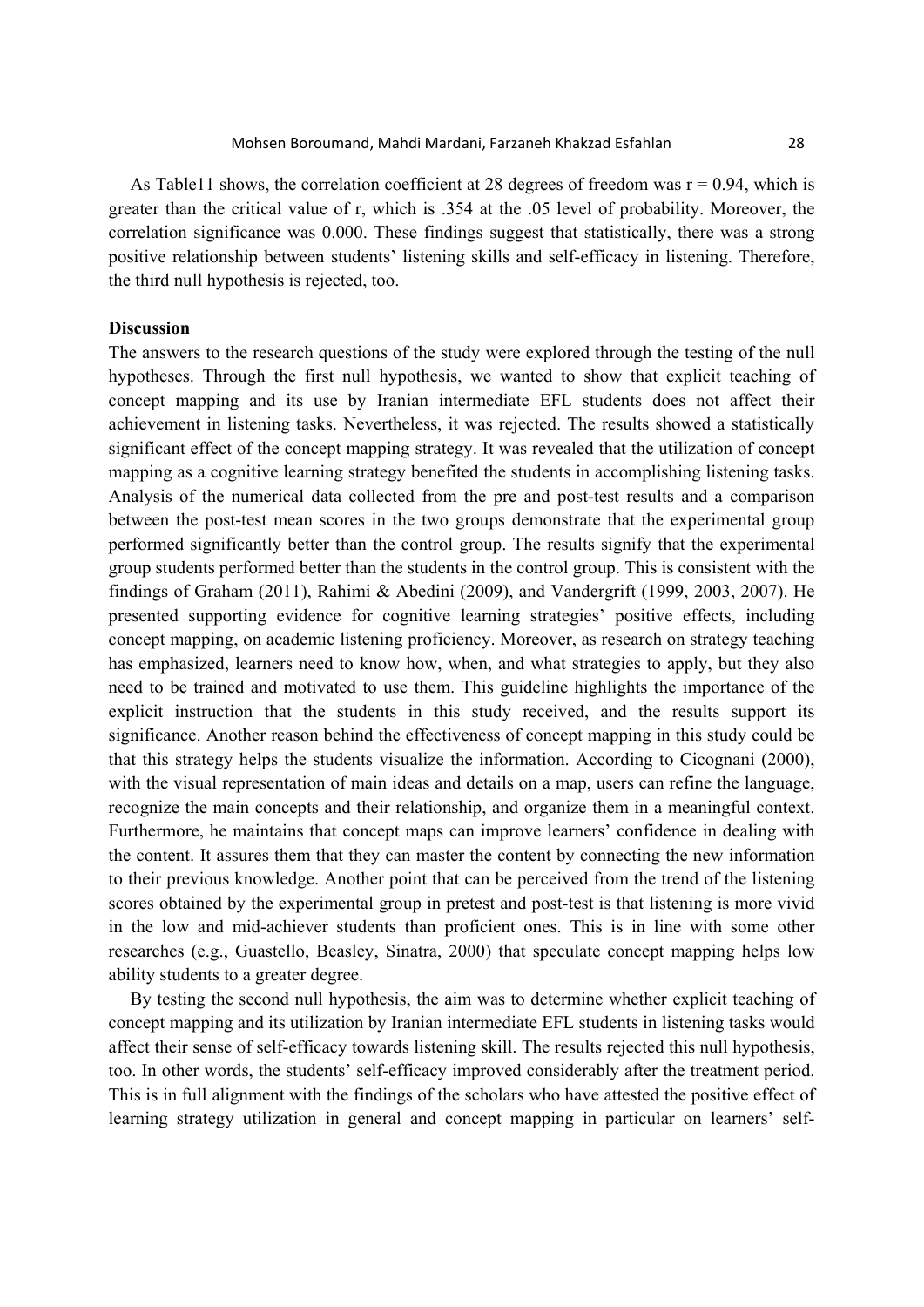As Table11 shows, the correlation coefficient at 28 degrees of freedom was $r = 0.94$, which is greater than the critical value of r, which is .354 at the .05 level of probability. Moreover, the correlation significance was 0.000. These findings suggest that statistically, there was a strong positive relationship between students' listening skills and self-efficacy in listening. Therefore, the third null hypothesis is rejected, too.

**Discussion**

The answers to the research questions of the study were explored through the testing of the null hypotheses. Through the first null hypothesis, we wanted to show that explicit teaching of concept mapping and its use by Iranian intermediate EFL students does not affect their achievement in listening tasks. Nevertheless, it was rejected. The results showed a statistically significant effect of the concept mapping strategy. It was revealed that the utilization of concept mapping as a cognitive learning strategy benefited the students in accomplishing listening tasks. Analysis of the numerical data collected from the pre and post-test results and a comparison between the post-test mean scores in the two groups demonstrate that the experimental group performed significantly better than the control group. The results signify that the experimental group students performed better than the students in the control group. This is consistent with the findings of Graham (2011), Rahimi & Abedini (2009), and Vandergrift (1999, 2003, 2007). He presented supporting evidence for cognitive learning strategies' positive effects, including concept mapping, on academic listening proficiency. Moreover, as research on strategy teaching has emphasized, learners need to know how, when, and what strategies to apply, but they also need to be trained and motivated to use them. This guideline highlights the importance of the explicit instruction that the students in this study received, and the results support its significance. Another reason behind the effectiveness of concept mapping in this study could be that this strategy helps the students visualize the information. According to Cicognani (2000), with the visual representation of main ideas and details on a map, users can refine the language, recognize the main concepts and their relationship, and organize them in a meaningful context. Furthermore, he maintains that concept maps can improve learners' confidence in dealing with the content. It assures them that they can master the content by connecting the new information to their previous knowledge. Another point that can be perceived from the trend of the listening scores obtained by the experimental group in pretest and post-test is that listening is more vivid in the low and mid-achiever students than proficient ones. This is in line with some other researches (e.g., Guastello, Beasley, Sinatra, 2000) that speculate concept mapping helps low ability students to a greater degree.

By testing the second null hypothesis, the aim was to determine whether explicit teaching of concept mapping and its utilization by Iranian intermediate EFL students in listening tasks would affect their sense of self-efficacy towards listening skill. The results rejected this null hypothesis, too. In other words, the students' self-efficacy improved considerably after the treatment period. This is in full alignment with the findings of the scholars who have attested the positive effect of learning strategy utilization in general and concept mapping in particular on learners' self-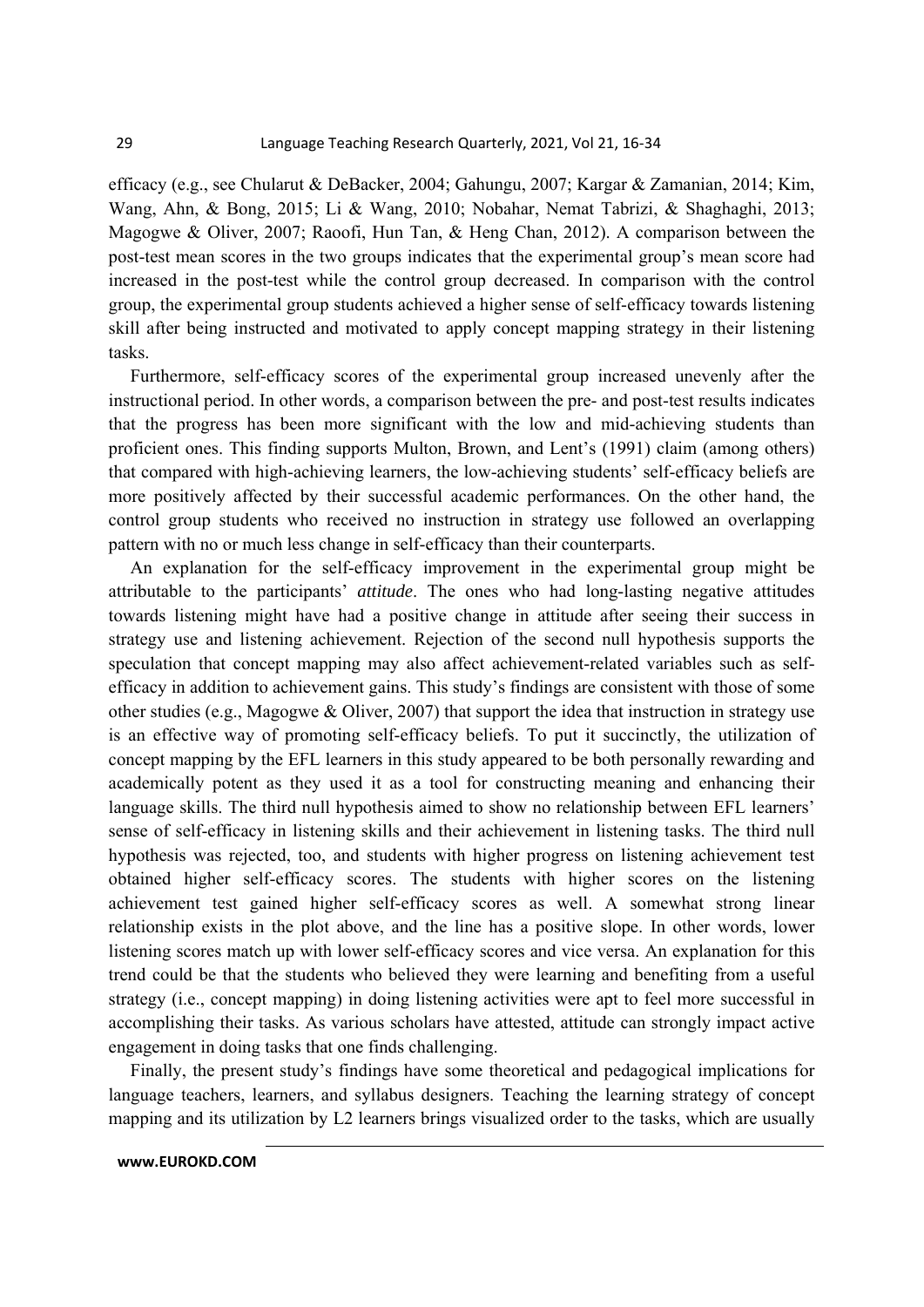efficacy (e.g., see Chularut & DeBacker, 2004; Gahungu, 2007; Kargar & Zamanian, 2014; Kim, Wang, Ahn, & Bong, 2015; Li & Wang, 2010; Nobahar, Nemat Tabrizi, & Shaghaghi, 2013; Magogwe & Oliver, 2007; Raoofi, Hun Tan, & Heng Chan, 2012). A comparison between the post-test mean scores in the two groups indicates that the experimental group's mean score had increased in the post-test while the control group decreased. In comparison with the control group, the experimental group students achieved a higher sense of self-efficacy towards listening skill after being instructed and motivated to apply concept mapping strategy in their listening tasks.

Furthermore, self-efficacy scores of the experimental group increased unevenly after the instructional period. In other words, a comparison between the pre- and post-test results indicates that the progress has been more significant with the low and mid-achieving students than proficient ones. This finding supports Multon, Brown, and Lent's (1991) claim (among others) that compared with high-achieving learners, the low-achieving students' self-efficacy beliefs are more positively affected by their successful academic performances. On the other hand, the control group students who received no instruction in strategy use followed an overlapping pattern with no or much less change in self-efficacy than their counterparts.

An explanation for the self-efficacy improvement in the experimental group might be attributable to the participants' *attitude*. The ones who had long-lasting negative attitudes towards listening might have had a positive change in attitude after seeing their success in strategy use and listening achievement. Rejection of the second null hypothesis supports the speculation that concept mapping may also affect achievement-related variables such as self-efficacy in addition to achievement gains. This study's findings are consistent with those of some other studies (e.g., Magogwe & Oliver, 2007) that support the idea that instruction in strategy use is an effective way of promoting self-efficacy beliefs. To put it succinctly, the utilization of concept mapping by the EFL learners in this study appeared to be both personally rewarding and academically potent as they used it as a tool for constructing meaning and enhancing their language skills. The third null hypothesis aimed to show no relationship between EFL learners' sense of self-efficacy in listening skills and their achievement in listening tasks. The third null hypothesis was rejected, too, and students with higher progress on listening achievement test obtained higher self-efficacy scores. The students with higher scores on the listening achievement test gained higher self-efficacy scores as well. A somewhat strong linear relationship exists in the plot above, and the line has a positive slope. In other words, lower listening scores match up with lower self-efficacy scores and vice versa. An explanation for this trend could be that the students who believed they were learning and benefiting from a useful strategy (i.e., concept mapping) in doing listening activities were apt to feel more successful in accomplishing their tasks. As various scholars have attested, attitude can strongly impact active engagement in doing tasks that one finds challenging.

Finally, the present study's findings have some theoretical and pedagogical implications for language teachers, learners, and syllabus designers. Teaching the learning strategy of concept mapping and its utilization by L2 learners brings visualized order to the tasks, which are usually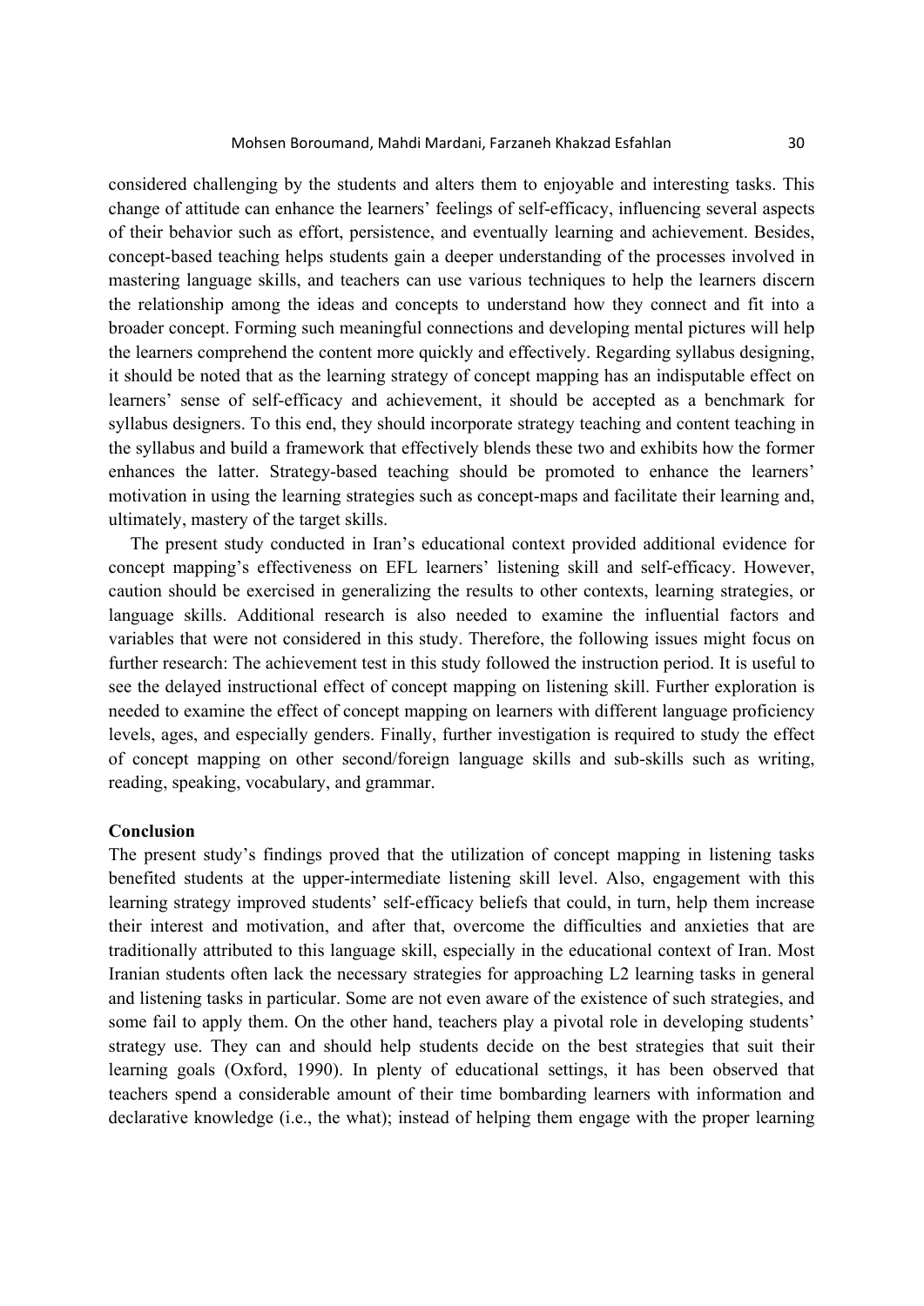considered challenging by the students and alters them to enjoyable and interesting tasks. This change of attitude can enhance the learners' feelings of self-efficacy, influencing several aspects of their behavior such as effort, persistence, and eventually learning and achievement. Besides, concept-based teaching helps students gain a deeper understanding of the processes involved in mastering language skills, and teachers can use various techniques to help the learners discern the relationship among the ideas and concepts to understand how they connect and fit into a broader concept. Forming such meaningful connections and developing mental pictures will help the learners comprehend the content more quickly and effectively. Regarding syllabus designing, it should be noted that as the learning strategy of concept mapping has an indisputable effect on learners' sense of self-efficacy and achievement, it should be accepted as a benchmark for syllabus designers. To this end, they should incorporate strategy teaching and content teaching in the syllabus and build a framework that effectively blends these two and exhibits how the former enhances the latter. Strategy-based teaching should be promoted to enhance the learners' motivation in using the learning strategies such as concept-maps and facilitate their learning and, ultimately, mastery of the target skills.

The present study conducted in Iran's educational context provided additional evidence for concept mapping's effectiveness on EFL learners' listening skill and self-efficacy. However, caution should be exercised in generalizing the results to other contexts, learning strategies, or language skills. Additional research is also needed to examine the influential factors and variables that were not considered in this study. Therefore, the following issues might focus on further research: The achievement test in this study followed the instruction period. It is useful to see the delayed instructional effect of concept mapping on listening skill. Further exploration is needed to examine the effect of concept mapping on learners with different language proficiency levels, ages, and especially genders. Finally, further investigation is required to study the effect of concept mapping on other second/foreign language skills and sub-skills such as writing, reading, speaking, vocabulary, and grammar.

**Conclusion**

The present study's findings proved that the utilization of concept mapping in listening tasks benefited students at the upper-intermediate listening skill level. Also, engagement with this learning strategy improved students' self-efficacy beliefs that could, in turn, help them increase their interest and motivation, and after that, overcome the difficulties and anxieties that are traditionally attributed to this language skill, especially in the educational context of Iran. Most Iranian students often lack the necessary strategies for approaching L2 learning tasks in general and listening tasks in particular. Some are not even aware of the existence of such strategies, and some fail to apply them. On the other hand, teachers play a pivotal role in developing students' strategy use. They can and should help students decide on the best strategies that suit their learning goals (Oxford, 1990). In plenty of educational settings, it has been observed that teachers spend a considerable amount of their time bombarding learners with information and declarative knowledge (i.e., the what); instead of helping them engage with the proper learning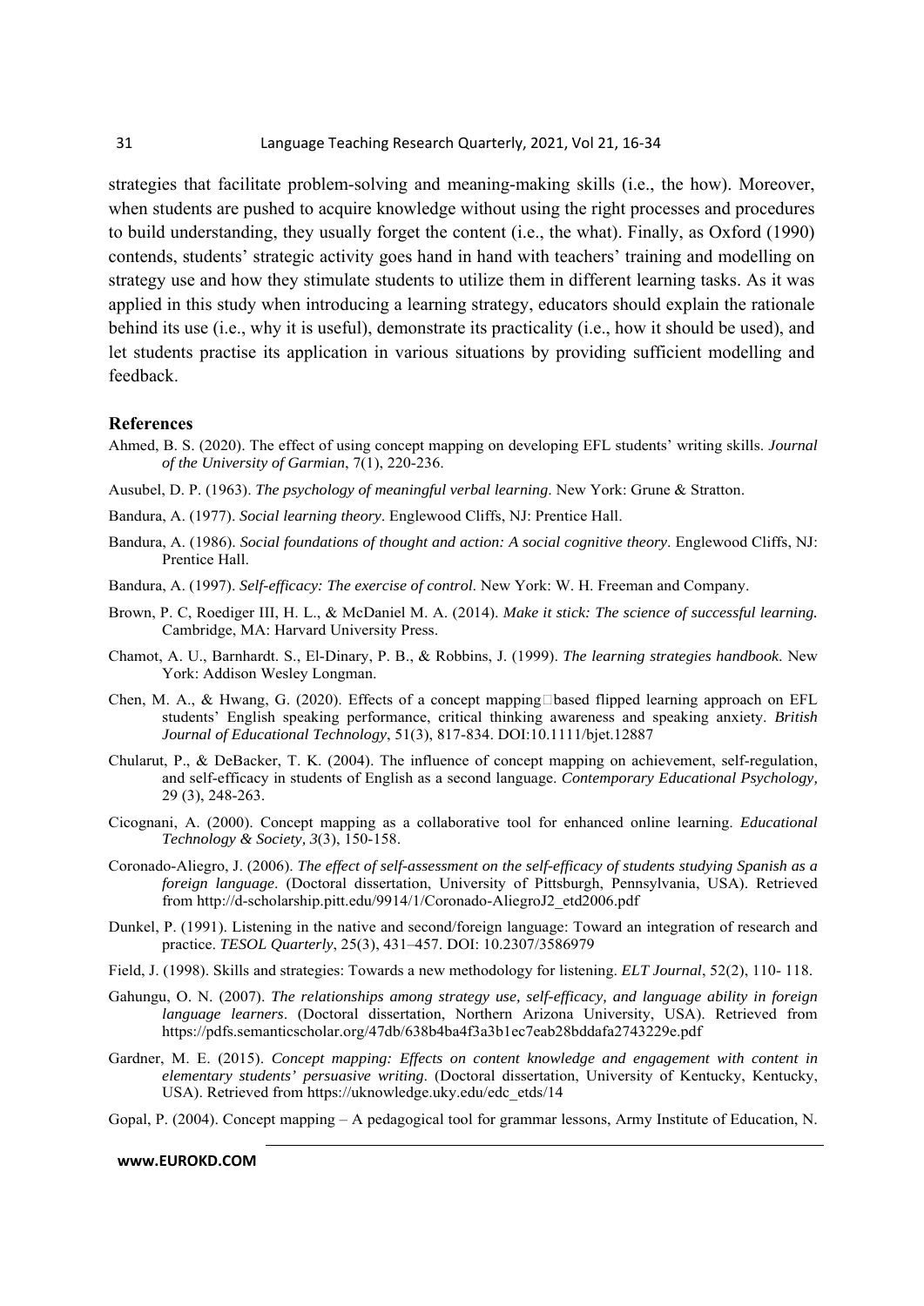strategies that facilitate problem-solving and meaning-making skills (i.e., the how). Moreover, when students are pushed to acquire knowledge without using the right processes and procedures to build understanding, they usually forget the content (i.e., the what). Finally, as Oxford (1990) contends, students' strategic activity goes hand in hand with teachers' training and modelling on strategy use and how they stimulate students to utilize them in different learning tasks. As it was applied in this study when introducing a learning strategy, educators should explain the rationale behind its use (i.e., why it is useful), demonstrate its practicality (i.e., how it should be used), and let students practise its application in various situations by providing sufficient modelling and feedback.

## References

Ahmed, B. S. (2020). The effect of using concept mapping on developing EFL students' writing skills. *Journal of the University of Garmian*, 7(1), 220-236.

Ausubel, D. P. (1963). *The psychology of meaningful verbal learning*. New York: Grune & Stratton.

Bandura, A. (1977). *Social learning theory*. Englewood Cliffs, NJ: Prentice Hall.

Bandura, A. (1986). *Social foundations of thought and action: A social cognitive theory*. Englewood Cliffs, NJ: Prentice Hall.

Bandura, A. (1997). *Self-efficacy: The exercise of control*. New York: W. H. Freeman and Company.

Brown, P. C, Roediger III, H. L., & McDaniel M. A. (2014). *Make it stick: The science of successful learning.* Cambridge, MA: Harvard University Press.

Chamot, A. U., Barnhardt. S., El-Dinary, P. B., & Robbins, J. (1999). *The learning strategies handbook*. New York: Addison Wesley Longman.

Chen, M. A., & Hwang, G. (2020). Effects of a concept mapping□based flipped learning approach on EFL students' English speaking performance, critical thinking awareness and speaking anxiety. *British Journal of Educational Technology*, 51(3), 817-834. DOI:10.1111/bjet.12887

Chularut, P., & DeBacker, T. K. (2004). The influence of concept mapping on achievement, self-regulation, and self-efficacy in students of English as a second language. *Contemporary Educational Psychology,* 29 (3), 248-263.

Cicognani, A. (2000). Concept mapping as a collaborative tool for enhanced online learning. *Educational Technology & Society, 3*(3), 150-158.

Coronado-Aliegro, J. (2006). *The effect of self-assessment on the self-efficacy of students studying Spanish as a foreign language*. (Doctoral dissertation, University of Pittsburgh, Pennsylvania, USA). Retrieved from http://d-scholarship.pitt.edu/9914/1/Coronado-AliegroJ2_etd2006.pdf

Dunkel, P. (1991). Listening in the native and second/foreign language: Toward an integration of research and practice. *TESOL Quarterly*, 25(3), 431–457. DOI: 10.2307/3586979

Field, J. (1998). Skills and strategies: Towards a new methodology for listening. *ELT Journal*, 52(2), 110- 118.

Gahungu, O. N. (2007). *The relationships among strategy use, self-efficacy, and language ability in foreign language learners*. (Doctoral dissertation, Northern Arizona University, USA). Retrieved from https://pdfs.semanticscholar.org/47db/638b4ba4f3a3b1ec7eab28bddafa2743229e.pdf

Gardner, M. E. (2015). *Concept mapping: Effects on content knowledge and engagement with content in elementary students' persuasive writing*. (Doctoral dissertation, University of Kentucky, Kentucky, USA). Retrieved from https://uknowledge.uky.edu/edc_etds/14

Gopal, P. (2004). Concept mapping – A pedagogical tool for grammar lessons, Army Institute of Education, N.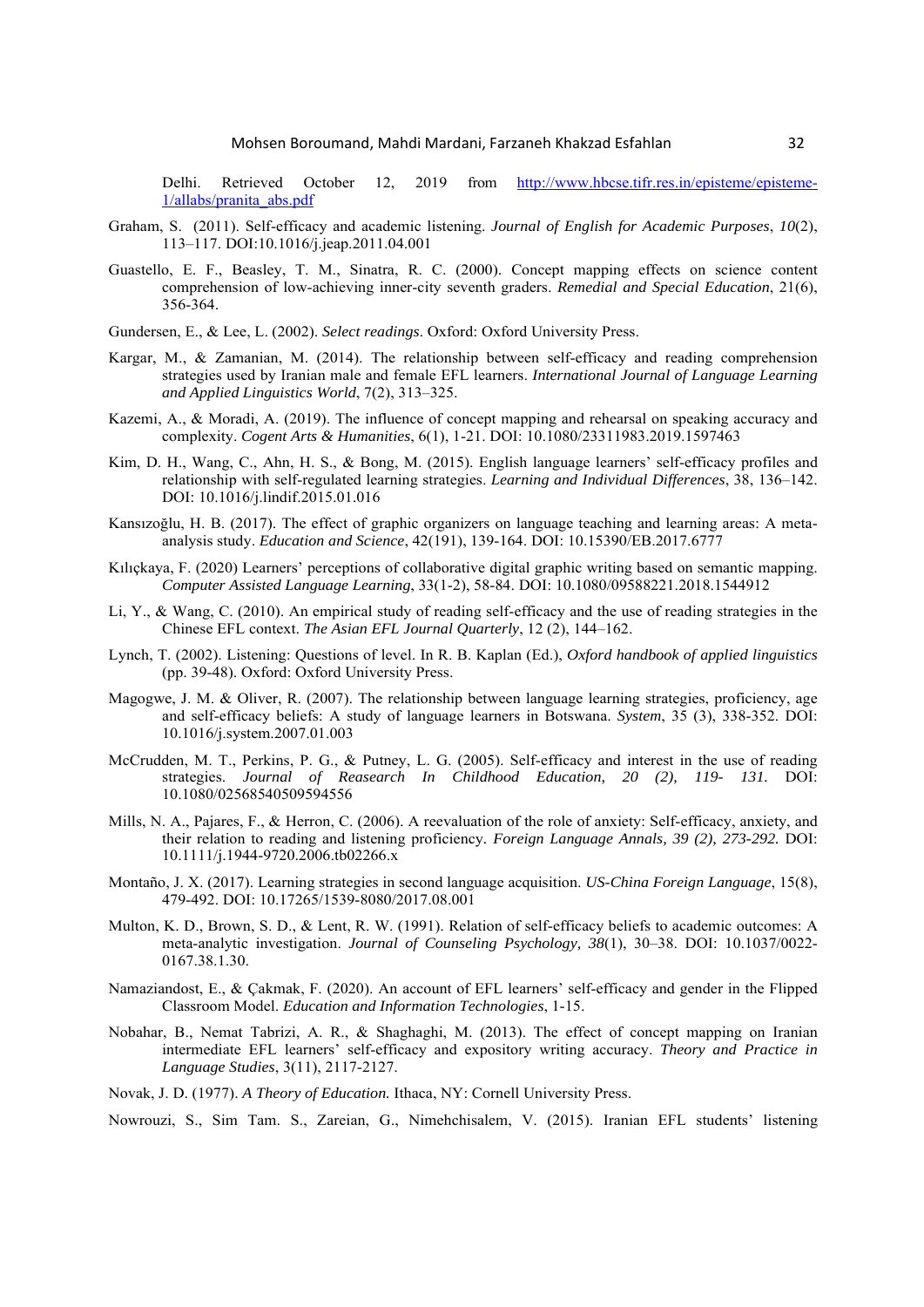Delhi. Retrieved October 12, 2019 from http://www.hbcse.tifr.res.in/episteme/episteme-1/allabs/pranita_abs.pdf

Graham, S. (2011). Self-efficacy and academic listening. *Journal of English for Academic Purposes*, *10*(2), 113–117. DOI:10.1016/j.jeap.2011.04.001

Guastello, E. F., Beasley, T. M., Sinatra, R. C. (2000). Concept mapping effects on science content comprehension of low-achieving inner-city seventh graders. *Remedial and Special Education*, 21(6), 356-364.

Gundersen, E., & Lee, L. (2002). *Select readings*. Oxford: Oxford University Press.

Kargar, M., & Zamanian, M. (2014). The relationship between self-efficacy and reading comprehension strategies used by Iranian male and female EFL learners. *International Journal of Language Learning and Applied Linguistics World*, 7(2), 313–325.

Kazemi, A., & Moradi, A. (2019). The influence of concept mapping and rehearsal on speaking accuracy and complexity. *Cogent Arts & Humanities*, 6(1), 1-21. DOI: 10.1080/23311983.2019.1597463

Kim, D. H., Wang, C., Ahn, H. S., & Bong, M. (2015). English language learners' self-efficacy profiles and relationship with self-regulated learning strategies. *Learning and Individual Differences*, 38, 136–142. DOI: 10.1016/j.lindif.2015.01.016

Kansızoğlu, H. B. (2017). The effect of graphic organizers on language teaching and learning areas: A meta-analysis study. *Education and Science*, 42(191), 139-164. DOI: 10.15390/EB.2017.6777

Kılıçkaya, F. (2020) Learners' perceptions of collaborative digital graphic writing based on semantic mapping. *Computer Assisted Language Learning*, 33(1-2), 58-84. DOI: 10.1080/09588221.2018.1544912

Li, Y., & Wang, C. (2010). An empirical study of reading self-efficacy and the use of reading strategies in the Chinese EFL context. *The Asian EFL Journal Quarterly*, 12 (2), 144–162.

Lynch, T. (2002). Listening: Questions of level. In R. B. Kaplan (Ed.), *Oxford handbook of applied linguistics* (pp. 39-48). Oxford: Oxford University Press.

Magogwe, J. M. & Oliver, R. (2007). The relationship between language learning strategies, proficiency, age and self-efficacy beliefs: A study of language learners in Botswana. *System*, 35 (3), 338-352. DOI: 10.1016/j.system.2007.01.003

McCrudden, M. T., Perkins, P. G., & Putney, L. G. (2005). Self-efficacy and interest in the use of reading strategies. *Journal of Reasearch In Childhood Education, 20 (2), 119- 131.* DOI: 10.1080/02568540509594556

Mills, N. A., Pajares, F., & Herron, C. (2006). A reevaluation of the role of anxiety: Self-efficacy, anxiety, and their relation to reading and listening proficiency. *Foreign Language Annals, 39 (2), 273-292.* DOI: 10.1111/j.1944-9720.2006.tb02266.x

Montaño, J. X. (2017). Learning strategies in second language acquisition. *US-China Foreign Language*, 15(8), 479-492. DOI: 10.17265/1539-8080/2017.08.001

Multon, K. D., Brown, S. D., & Lent, R. W. (1991). Relation of self-efficacy beliefs to academic outcomes: A meta-analytic investigation. *Journal of Counseling Psychology, 38*(1), 30–38. DOI: 10.1037/0022-0167.38.1.30.

Namaziandost, E., & Çakmak, F. (2020). An account of EFL learners' self-efficacy and gender in the Flipped Classroom Model. *Education and Information Technologies*, 1-15.

Nobahar, B., Nemat Tabrizi, A. R., & Shaghaghi, M. (2013). The effect of concept mapping on Iranian intermediate EFL learners' self-efficacy and expository writing accuracy. *Theory and Practice in Language Studies*, 3(11), 2117-2127.

Novak, J. D. (1977). *A Theory of Education.* Ithaca, NY: Cornell University Press.

Nowrouzi, S., Sim Tam. S., Zareian, G., Nimehchisalem, V. (2015). Iranian EFL students' listening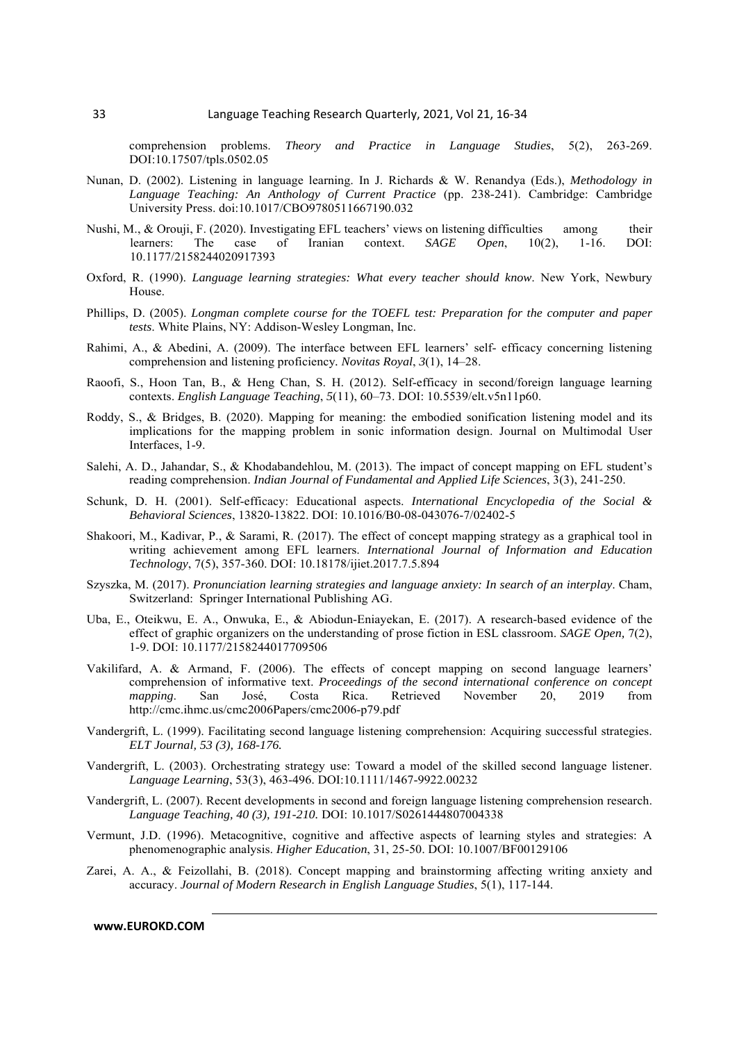comprehension problems. *Theory and Practice in Language Studies*, 5(2), 263-269. DOI:10.17507/tpls.0502.05

Nunan, D. (2002). Listening in language learning. In J. Richards & W. Renandya (Eds.), *Methodology in Language Teaching: An Anthology of Current Practice* (pp. 238-241). Cambridge: Cambridge University Press. doi:10.1017/CBO9780511667190.032

Nushi, M., & Orouji, F. (2020). Investigating EFL teachers' views on listening difficulties among their learners: The case of Iranian context. *SAGE Open*, 10(2), 1-16. DOI: 10.1177/2158244020917393

Oxford, R. (1990). *Language learning strategies: What every teacher should know*. New York, Newbury House.

Phillips, D. (2005). *Longman complete course for the TOEFL test: Preparation for the computer and paper tests*. White Plains, NY: Addison-Wesley Longman, Inc.

Rahimi, A., & Abedini, A. (2009). The interface between EFL learners' self- efficacy concerning listening comprehension and listening proficiency. *Novitas Royal*, *3*(1), 14–28.

Raoofi, S., Hoon Tan, B., & Heng Chan, S. H. (2012). Self-efficacy in second/foreign language learning contexts. *English Language Teaching*, *5*(11), 60–73. DOI: 10.5539/elt.v5n11p60.

Roddy, S., & Bridges, B. (2020). Mapping for meaning: the embodied sonification listening model and its implications for the mapping problem in sonic information design. Journal on Multimodal User Interfaces, 1-9.

Salehi, A. D., Jahandar, S., & Khodabandehlou, M. (2013). The impact of concept mapping on EFL student's reading comprehension. *Indian Journal of Fundamental and Applied Life Sciences*, 3(3), 241-250.

Schunk, D. H. (2001). Self-efficacy: Educational aspects. *International Encyclopedia of the Social & Behavioral Sciences*, 13820-13822. DOI: 10.1016/B0-08-043076-7/02402-5

Shakoori, M., Kadivar, P., & Sarami, R. (2017). The effect of concept mapping strategy as a graphical tool in writing achievement among EFL learners. *International Journal of Information and Education Technology*, 7(5), 357-360. DOI: 10.18178/ijiet.2017.7.5.894

Szyszka, M. (2017). *Pronunciation learning strategies and language anxiety: In search of an interplay*. Cham, Switzerland: Springer International Publishing AG.

Uba, E., Oteikwu, E. A., Onwuka, E., & Abiodun-Eniayekan, E. (2017). A research-based evidence of the effect of graphic organizers on the understanding of prose fiction in ESL classroom. *SAGE Open,* 7(2), 1-9. DOI: 10.1177/2158244017709506

Vakilifard, A. & Armand, F. (2006). The effects of concept mapping on second language learners' comprehension of informative text. *Proceedings of the second international conference on concept mapping*. San José, Costa Rica. Retrieved November 20, 2019 from http://cmc.ihmc.us/cmc2006Papers/cmc2006-p79.pdf

Vandergrift, L. (1999). Facilitating second language listening comprehension: Acquiring successful strategies. *ELT Journal, 53 (3), 168-176.*

Vandergrift, L. (2003). Orchestrating strategy use: Toward a model of the skilled second language listener. *Language Learning*, 53(3), 463-496. DOI:10.1111/1467-9922.00232

Vandergrift, L. (2007). Recent developments in second and foreign language listening comprehension research. *Language Teaching, 40 (3), 191-210.* DOI: 10.1017/S0261444807004338

Vermunt, J.D. (1996). Metacognitive, cognitive and affective aspects of learning styles and strategies: A phenomenographic analysis. *Higher Education*, 31, 25-50. DOI: 10.1007/BF00129106

Zarei, A. A., & Feizollahi, B. (2018). Concept mapping and brainstorming affecting writing anxiety and accuracy. *Journal of Modern Research in English Language Studies*, 5(1), 117-144.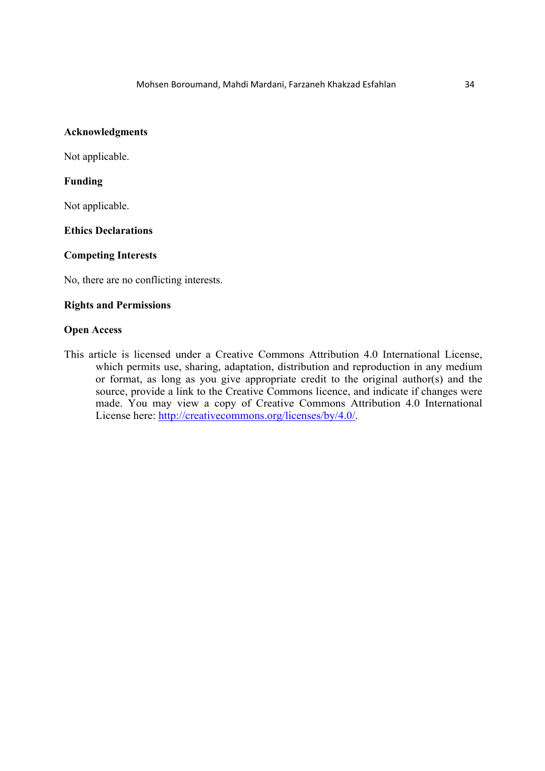### Acknowledgments

Not applicable.

### Funding

Not applicable.

### Ethics Declarations

### Competing Interests

No, there are no conflicting interests.

### Rights and Permissions

### Open Access

This article is licensed under a Creative Commons Attribution 4.0 International License, which permits use, sharing, adaptation, distribution and reproduction in any medium or format, as long as you give appropriate credit to the original author(s) and the source, provide a link to the Creative Commons licence, and indicate if changes were made. You may view a copy of Creative Commons Attribution 4.0 International License here: http://creativecommons.org/licenses/by/4.0/.